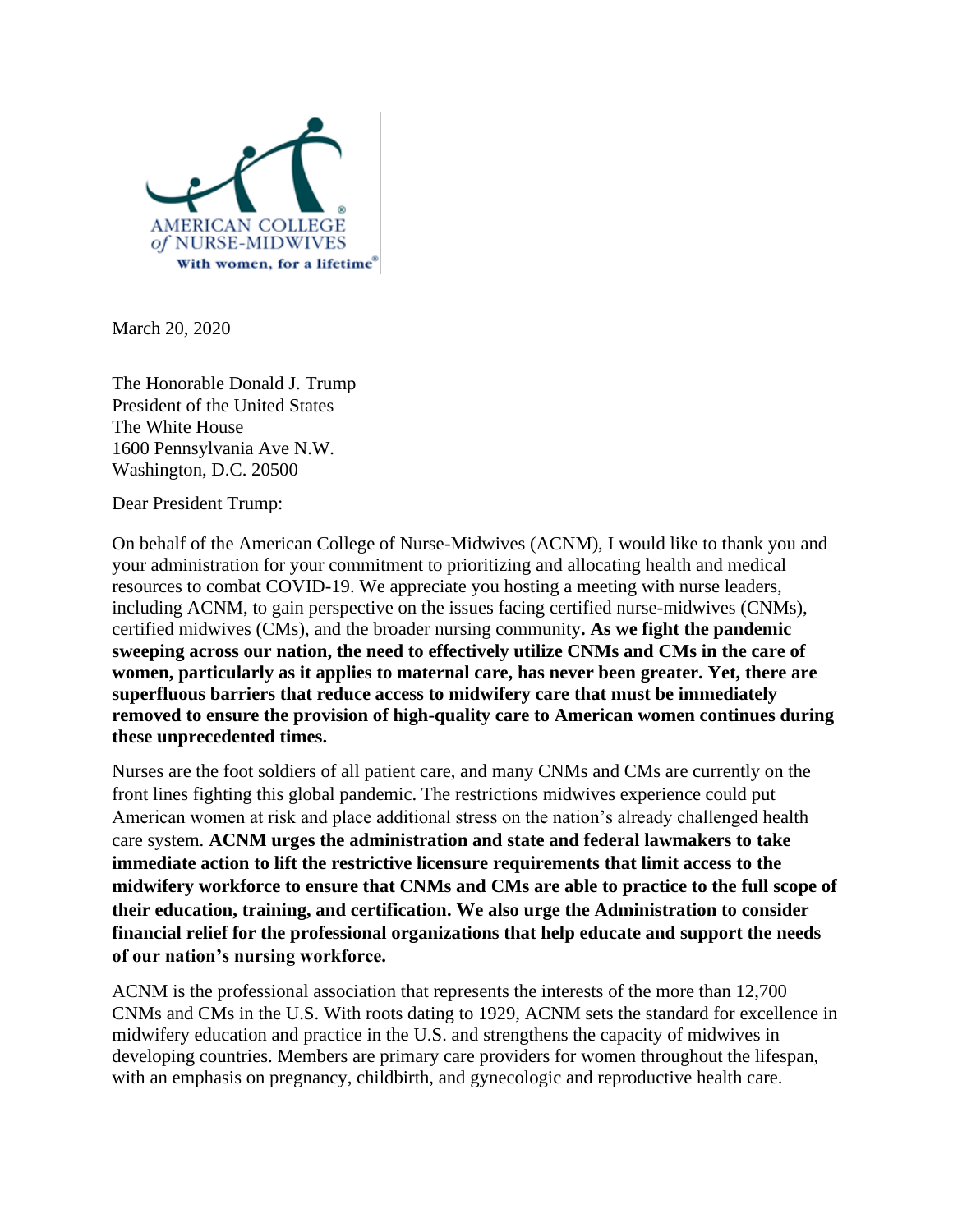AMERICAN COLLEGE *of* NURSE-MIDWIVES
**With women, for a lifetime®**

March 20, 2020

The Honorable Donald J. Trump
President of the United States
The White House
1600 Pennsylvania Ave N.W.
Washington, D.C. 20500

Dear President Trump:

On behalf of the American College of Nurse-Midwives (ACNM), I would like to thank you and your administration for your commitment to prioritizing and allocating health and medical resources to combat COVID-19. We appreciate you hosting a meeting with nurse leaders, including ACNM, to gain perspective on the issues facing certified nurse-midwives (CNMs), certified midwives (CMs), and the broader nursing community**. As we fight the pandemic sweeping across our nation, the need to effectively utilize CNMs and CMs in the care of women, particularly as it applies to maternal care, has never been greater. Yet, there are superfluous barriers that reduce access to midwifery care that must be immediately removed to ensure the provision of high-quality care to American women continues during these unprecedented times.**

Nurses are the foot soldiers of all patient care, and many CNMs and CMs are currently on the front lines fighting this global pandemic. The restrictions midwives experience could put American women at risk and place additional stress on the nation's already challenged health care system. **ACNM urges the administration and state and federal lawmakers to take immediate action to lift the restrictive licensure requirements that limit access to the midwifery workforce to ensure that CNMs and CMs are able to practice to the full scope of their education, training, and certification. We also urge the Administration to consider financial relief for the professional organizations that help educate and support the needs of our nation's nursing workforce.**

ACNM is the professional association that represents the interests of the more than 12,700 CNMs and CMs in the U.S. With roots dating to 1929, ACNM sets the standard for excellence in midwifery education and practice in the U.S. and strengthens the capacity of midwives in developing countries. Members are primary care providers for women throughout the lifespan, with an emphasis on pregnancy, childbirth, and gynecologic and reproductive health care.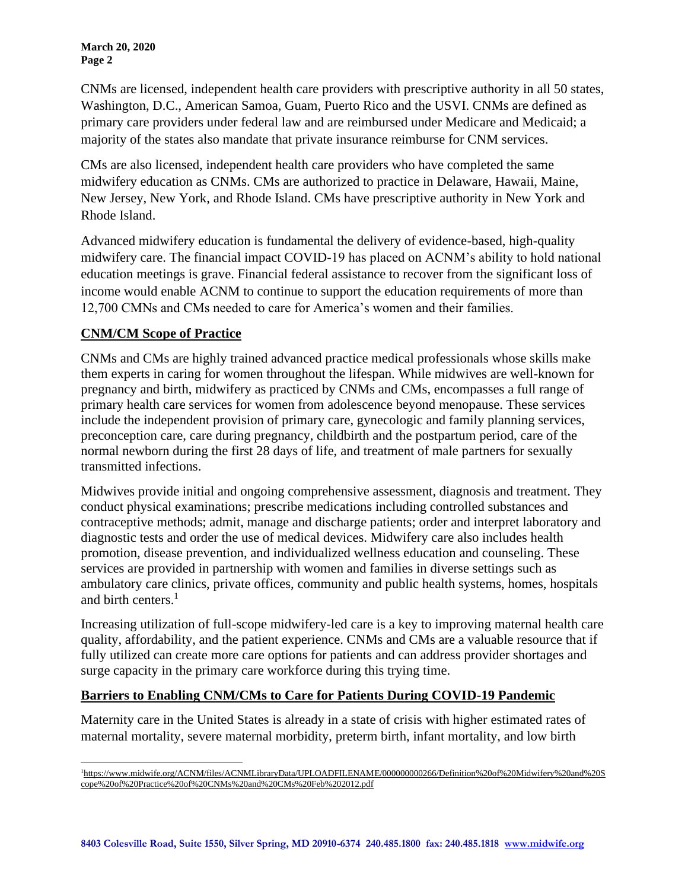CNMs are licensed, independent health care providers with prescriptive authority in all 50 states, Washington, D.C., American Samoa, Guam, Puerto Rico and the USVI. CNMs are defined as primary care providers under federal law and are reimbursed under Medicare and Medicaid; a majority of the states also mandate that private insurance reimburse for CNM services.

CMs are also licensed, independent health care providers who have completed the same midwifery education as CNMs. CMs are authorized to practice in Delaware, Hawaii, Maine, New Jersey, New York, and Rhode Island. CMs have prescriptive authority in New York and Rhode Island.

Advanced midwifery education is fundamental the delivery of evidence-based, high-quality midwifery care. The financial impact COVID-19 has placed on ACNM's ability to hold national education meetings is grave. Financial federal assistance to recover from the significant loss of income would enable ACNM to continue to support the education requirements of more than 12,700 CMNs and CMs needed to care for America's women and their families.

## CNM/CM Scope of Practice

CNMs and CMs are highly trained advanced practice medical professionals whose skills make them experts in caring for women throughout the lifespan. While midwives are well-known for pregnancy and birth, midwifery as practiced by CNMs and CMs, encompasses a full range of primary health care services for women from adolescence beyond menopause. These services include the independent provision of primary care, gynecologic and family planning services, preconception care, care during pregnancy, childbirth and the postpartum period, care of the normal newborn during the first 28 days of life, and treatment of male partners for sexually transmitted infections.

Midwives provide initial and ongoing comprehensive assessment, diagnosis and treatment. They conduct physical examinations; prescribe medications including controlled substances and contraceptive methods; admit, manage and discharge patients; order and interpret laboratory and diagnostic tests and order the use of medical devices. Midwifery care also includes health promotion, disease prevention, and individualized wellness education and counseling. These services are provided in partnership with women and families in diverse settings such as ambulatory care clinics, private offices, community and public health systems, homes, hospitals and birth centers.[1]

Increasing utilization of full-scope midwifery-led care is a key to improving maternal health care quality, affordability, and the patient experience. CNMs and CMs are a valuable resource that if fully utilized can create more care options for patients and can address provider shortages and surge capacity in the primary care workforce during this trying time.

## Barriers to Enabling CNM/CMs to Care for Patients During COVID-19 Pandemic

Maternity care in the United States is already in a state of crisis with higher estimated rates of maternal mortality, severe maternal morbidity, preterm birth, infant mortality, and low birth

[1] https://www.midwife.org/ACNM/files/ACNMLibraryData/UPLOADFILENAME/000000000266/Definition%20of%20Midwifery%20and%20Scope%20of%20Practice%20of%20CNMs%20and%20CMs%20Feb%202012.pdf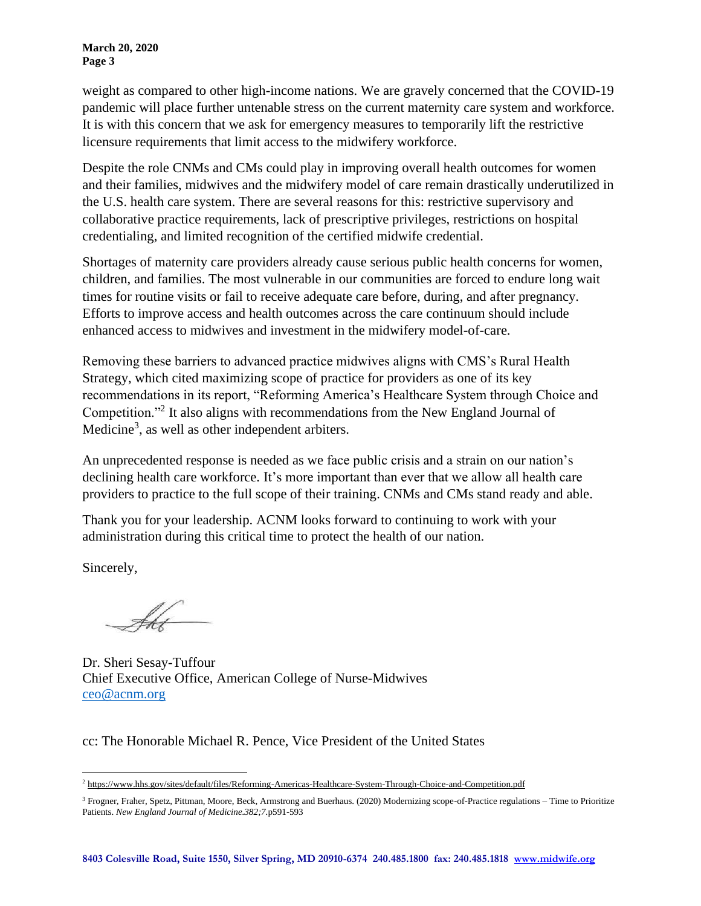weight as compared to other high-income nations. We are gravely concerned that the COVID-19 pandemic will place further untenable stress on the current maternity care system and workforce. It is with this concern that we ask for emergency measures to temporarily lift the restrictive licensure requirements that limit access to the midwifery workforce.

Despite the role CNMs and CMs could play in improving overall health outcomes for women and their families, midwives and the midwifery model of care remain drastically underutilized in the U.S. health care system. There are several reasons for this: restrictive supervisory and collaborative practice requirements, lack of prescriptive privileges, restrictions on hospital credentialing, and limited recognition of the certified midwife credential.

Shortages of maternity care providers already cause serious public health concerns for women, children, and families. The most vulnerable in our communities are forced to endure long wait times for routine visits or fail to receive adequate care before, during, and after pregnancy. Efforts to improve access and health outcomes across the care continuum should include enhanced access to midwives and investment in the midwifery model-of-care.

Removing these barriers to advanced practice midwives aligns with CMS's Rural Health Strategy, which cited maximizing scope of practice for providers as one of its key recommendations in its report, "Reforming America's Healthcare System through Choice and Competition."[2] It also aligns with recommendations from the New England Journal of Medicine[3], as well as other independent arbiters.

An unprecedented response is needed as we face public crisis and a strain on our nation's declining health care workforce. It's more important than ever that we allow all health care providers to practice to the full scope of their training. CNMs and CMs stand ready and able.

Thank you for your leadership. ACNM looks forward to continuing to work with your administration during this critical time to protect the health of our nation.

Sincerely,

Dr. Sheri Sesay-Tuffour
Chief Executive Office, American College of Nurse-Midwives
ceo@acnm.org

cc: The Honorable Michael R. Pence, Vice President of the United States

---

[2] https://www.hhs.gov/sites/default/files/Reforming-Americas-Healthcare-System-Through-Choice-and-Competition.pdf

[3] Frogner, Fraher, Spetz, Pittman, Moore, Beck, Armstrong and Buerhaus. (2020) Modernizing scope-of-Practice regulations – Time to Prioritize Patients. *New England Journal of Medicine.382;7*.p591-593

**8403 Colesville Road, Suite 1550, Silver Spring, MD 20910-6374 240.485.1800 fax: 240.485.1818 www.midwife.org**